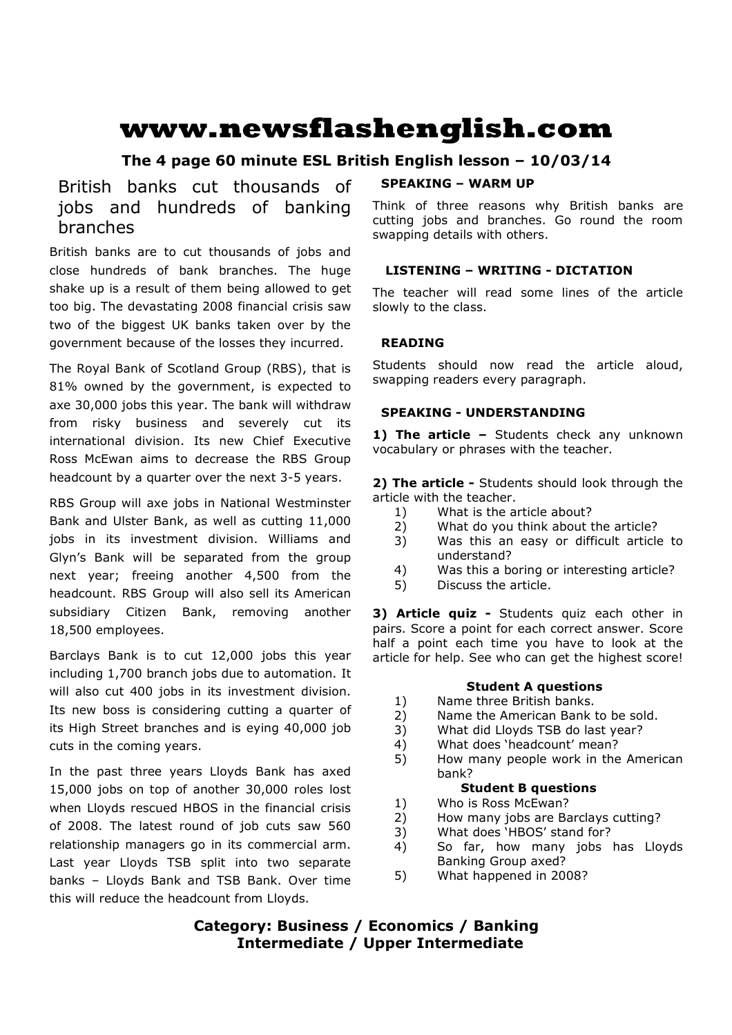# www.newsflashenglish.com

**The 4 page 60 minute ESL British English lesson – 10/03/14**

## British banks cut thousands of jobs and hundreds of banking branches

British banks are to cut thousands of jobs and close hundreds of bank branches. The huge shake up is a result of them being allowed to get too big. The devastating 2008 financial crisis saw two of the biggest UK banks taken over by the government because of the losses they incurred.

The Royal Bank of Scotland Group (RBS), that is 81% owned by the government, is expected to axe 30,000 jobs this year. The bank will withdraw from risky business and severely cut its international division. Its new Chief Executive Ross McEwan aims to decrease the RBS Group headcount by a quarter over the next 3-5 years.

RBS Group will axe jobs in National Westminster Bank and Ulster Bank, as well as cutting 11,000 jobs in its investment division. Williams and Glyn's Bank will be separated from the group next year; freeing another 4,500 from the headcount. RBS Group will also sell its American subsidiary Citizen Bank, removing another 18,500 employees.

Barclays Bank is to cut 12,000 jobs this year including 1,700 branch jobs due to automation. It will also cut 400 jobs in its investment division. Its new boss is considering cutting a quarter of its High Street branches and is eying 40,000 job cuts in the coming years.

In the past three years Lloyds Bank has axed 15,000 jobs on top of another 30,000 roles lost when Lloyds rescued HBOS in the financial crisis of 2008. The latest round of job cuts saw 560 relationship managers go in its commercial arm. Last year Lloyds TSB split into two separate banks – Lloyds Bank and TSB Bank. Over time this will reduce the headcount from Lloyds.

### SPEAKING – WARM UP

Think of three reasons why British banks are cutting jobs and branches. Go round the room swapping details with others.

### LISTENING – WRITING - DICTATION

The teacher will read some lines of the article slowly to the class.

### READING

Students should now read the article aloud, swapping readers every paragraph.

### SPEAKING - UNDERSTANDING

**1) The article –** Students check any unknown vocabulary or phrases with the teacher.

**2) The article -** Students should look through the article with the teacher.

1) What is the article about?
2) What do you think about the article?
3) Was this an easy or difficult article to understand?
4) Was this a boring or interesting article?
5) Discuss the article.

**3) Article quiz -** Students quiz each other in pairs. Score a point for each correct answer. Score half a point each time you have to look at the article for help. See who can get the highest score!

**Student A questions**

1) Name three British banks.
2) Name the American Bank to be sold.
3) What did Lloyds TSB do last year?
4) What does 'headcount' mean?
5) How many people work in the American bank?

**Student B questions**

1) Who is Ross McEwan?
2) How many jobs are Barclays cutting?
3) What does 'HBOS' stand for?
4) So far, how many jobs has Lloyds Banking Group axed?
5) What happened in 2008?

**Category: Business / Economics / Banking**
**Intermediate / Upper Intermediate**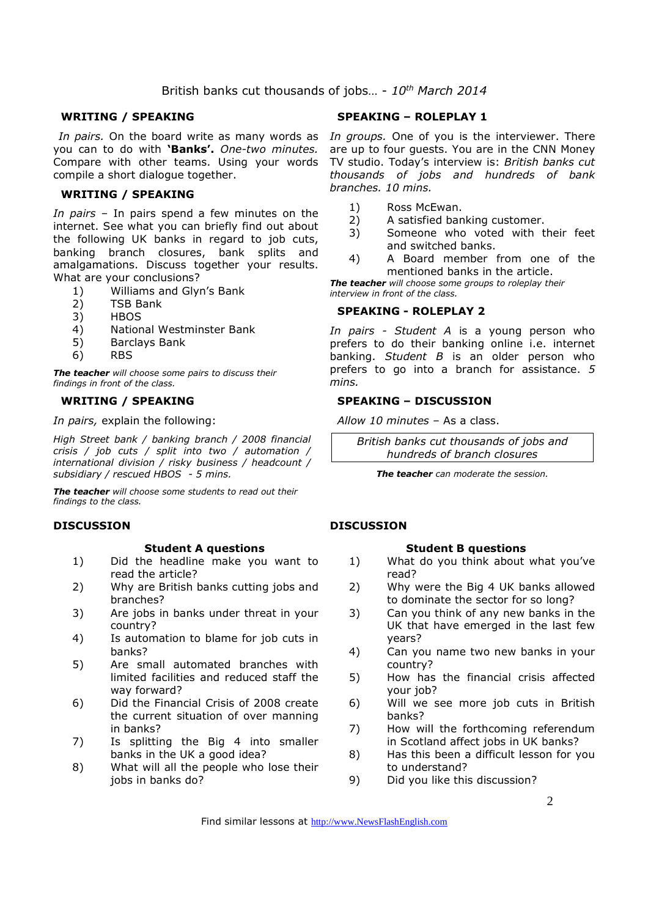British banks cut thousands of jobs… - *10th March 2014*

### WRITING / SPEAKING

*In pairs.* On the board write as many words as you can to do with **'Banks'.** *One-two minutes.* Compare with other teams. Using your words compile a short dialogue together.

### WRITING / SPEAKING

*In pairs* – In pairs spend a few minutes on the internet. See what you can briefly find out about the following UK banks in regard to job cuts, banking branch closures, bank splits and amalgamations. Discuss together your results. What are your conclusions?

1) Williams and Glyn's Bank
2) TSB Bank
3) HBOS
4) National Westminster Bank
5) Barclays Bank
6) RBS

***The teacher*** *will choose some pairs to discuss their findings in front of the class.*

### WRITING / SPEAKING

*In pairs,* explain the following:

*High Street bank / banking branch / 2008 financial crisis / job cuts / split into two / automation / international division / risky business / headcount / subsidiary / rescued HBOS - 5 mins.*

***The teacher*** *will choose some students to read out their findings to the class.*

### SPEAKING – ROLEPLAY 1

*In groups.* One of you is the interviewer. There are up to four guests. You are in the CNN Money TV studio. Today's interview is: *British banks cut thousands of jobs and hundreds of bank branches. 10 mins.*

1) Ross McEwan.
2) A satisfied banking customer.
3) Someone who voted with their feet and switched banks.
4) A Board member from one of the mentioned banks in the article.

***The teacher*** *will choose some groups to roleplay their interview in front of the class.*

### SPEAKING - ROLEPLAY 2

*In pairs - Student A* is a young person who prefers to do their banking online i.e. internet banking. *Student B* is an older person who prefers to go into a branch for assistance. *5 mins.*

### SPEAKING – DISCUSSION

*Allow 10 minutes* – As a class.

*British banks cut thousands of jobs and hundreds of branch closures*

***The teacher*** *can moderate the session.*

### DISCUSSION

**Student A questions**

1) Did the headline make you want to read the article?
2) Why are British banks cutting jobs and branches?
3) Are jobs in banks under threat in your country?
4) Is automation to blame for job cuts in banks?
5) Are small automated branches with limited facilities and reduced staff the way forward?
6) Did the Financial Crisis of 2008 create the current situation of over manning in banks?
7) Is splitting the Big 4 into smaller banks in the UK a good idea?
8) What will all the people who lose their jobs in banks do?

### DISCUSSION

**Student B questions**

1) What do you think about what you've read?
2) Why were the Big 4 UK banks allowed to dominate the sector for so long?
3) Can you think of any new banks in the UK that have emerged in the last few years?
4) Can you name two new banks in your country?
5) How has the financial crisis affected your job?
6) Will we see more job cuts in British banks?
7) How will the forthcoming referendum in Scotland affect jobs in UK banks?
8) Has this been a difficult lesson for you to understand?
9) Did you like this discussion?

Find similar lessons at http://www.NewsFlashEnglish.com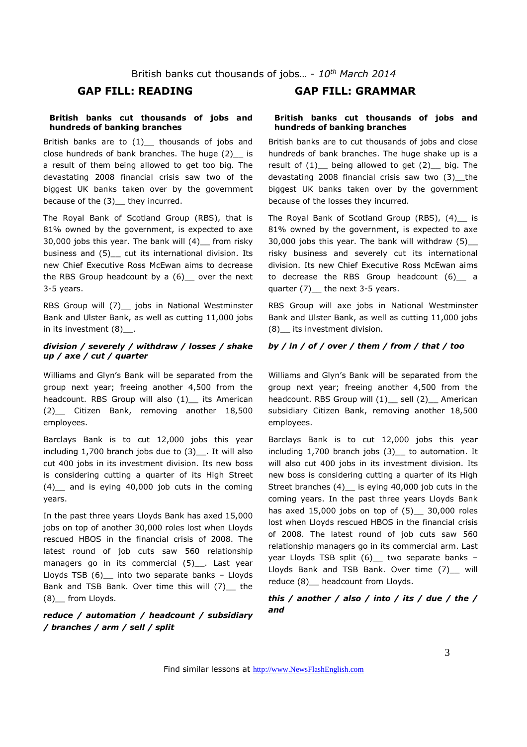British banks cut thousands of jobs… - *10th March 2014*

## GAP FILL: READING

**British banks cut thousands of jobs and hundreds of banking branches**

British banks are to (1)__ thousands of jobs and close hundreds of bank branches. The huge (2)__ is a result of them being allowed to get too big. The devastating 2008 financial crisis saw two of the biggest UK banks taken over by the government because of the (3)__ they incurred.

The Royal Bank of Scotland Group (RBS), that is 81% owned by the government, is expected to axe 30,000 jobs this year. The bank will (4)__ from risky business and (5)__ cut its international division. Its new Chief Executive Ross McEwan aims to decrease the RBS Group headcount by a (6)__ over the next 3-5 years.

RBS Group will (7)__ jobs in National Westminster Bank and Ulster Bank, as well as cutting 11,000 jobs in its investment (8)__.

***division / severely / withdraw / losses / shake up / axe / cut / quarter***

Williams and Glyn's Bank will be separated from the group next year; freeing another 4,500 from the headcount. RBS Group will also (1)__ its American (2)__ Citizen Bank, removing another 18,500 employees.

Barclays Bank is to cut 12,000 jobs this year including 1,700 branch jobs due to (3)__. It will also cut 400 jobs in its investment division. Its new boss is considering cutting a quarter of its High Street (4)__ and is eying 40,000 job cuts in the coming years.

In the past three years Lloyds Bank has axed 15,000 jobs on top of another 30,000 roles lost when Lloyds rescued HBOS in the financial crisis of 2008. The latest round of job cuts saw 560 relationship managers go in its commercial (5)__. Last year Lloyds TSB (6)__ into two separate banks – Lloyds Bank and TSB Bank. Over time this will (7)__ the (8)__ from Lloyds.

***reduce / automation / headcount / subsidiary / branches / arm / sell / split***

## GAP FILL: GRAMMAR

**British banks cut thousands of jobs and hundreds of banking branches**

British banks are to cut thousands of jobs and close hundreds of bank branches. The huge shake up is a result of (1)__ being allowed to get (2)__ big. The devastating 2008 financial crisis saw two (3)__the biggest UK banks taken over by the government because of the losses they incurred.

The Royal Bank of Scotland Group (RBS), (4)__ is 81% owned by the government, is expected to axe 30,000 jobs this year. The bank will withdraw (5)__ risky business and severely cut its international division. Its new Chief Executive Ross McEwan aims to decrease the RBS Group headcount (6)__ a quarter (7)__ the next 3-5 years.

RBS Group will axe jobs in National Westminster Bank and Ulster Bank, as well as cutting 11,000 jobs (8)__ its investment division.

***by / in / of / over / them / from / that / too***

Williams and Glyn's Bank will be separated from the group next year; freeing another 4,500 from the headcount. RBS Group will (1)__ sell (2)__ American subsidiary Citizen Bank, removing another 18,500 employees.

Barclays Bank is to cut 12,000 jobs this year including 1,700 branch jobs (3)__ to automation. It will also cut 400 jobs in its investment division. Its new boss is considering cutting a quarter of its High Street branches (4)__ is eying 40,000 job cuts in the coming years. In the past three years Lloyds Bank has axed 15,000 jobs on top of (5)__ 30,000 roles lost when Lloyds rescued HBOS in the financial crisis of 2008. The latest round of job cuts saw 560 relationship managers go in its commercial arm. Last year Lloyds TSB split (6)__ two separate banks – Lloyds Bank and TSB Bank. Over time (7)__ will reduce (8)__ headcount from Lloyds.

***this / another / also / into / its / due / the / and***

Find similar lessons at http://www.NewsFlashEnglish.com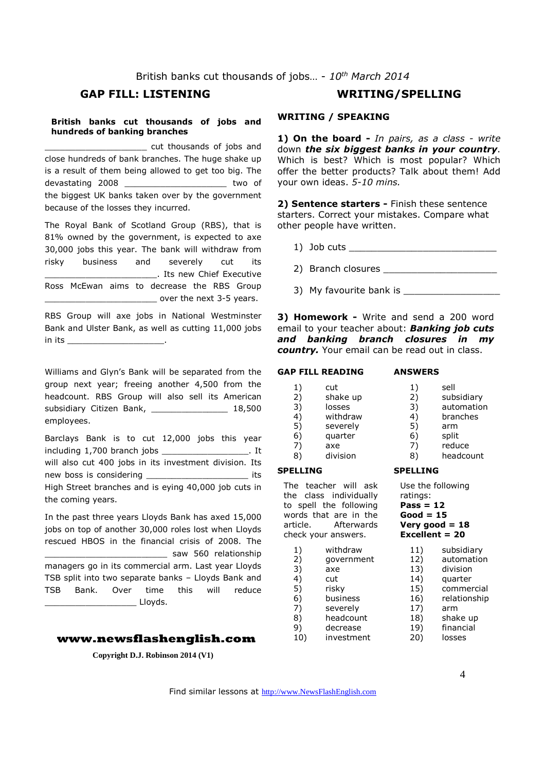British banks cut thousands of jobs… - *10th March 2014*

## GAP FILL: LISTENING

**British banks cut thousands of jobs and hundreds of banking branches**

____________________ cut thousands of jobs and close hundreds of bank branches. The huge shake up is a result of them being allowed to get too big. The devastating 2008 ____________________ two of the biggest UK banks taken over by the government because of the losses they incurred.

The Royal Bank of Scotland Group (RBS), that is 81% owned by the government, is expected to axe 30,000 jobs this year. The bank will withdraw from risky business and severely cut its ______________________. Its new Chief Executive Ross McEwan aims to decrease the RBS Group ______________________ over the next 3-5 years.

RBS Group will axe jobs in National Westminster Bank and Ulster Bank, as well as cutting 11,000 jobs in its ____________________.

Williams and Glyn's Bank will be separated from the group next year; freeing another 4,500 from the headcount. RBS Group will also sell its American subsidiary Citizen Bank, _______________ 18,500 employees.

Barclays Bank is to cut 12,000 jobs this year including 1,700 branch jobs __________________. It will also cut 400 jobs in its investment division. Its new boss is considering _____________________ its High Street branches and is eying 40,000 job cuts in the coming years.

In the past three years Lloyds Bank has axed 15,000 jobs on top of another 30,000 roles lost when Lloyds rescued HBOS in the financial crisis of 2008. The _________________________ saw 560 relationship managers go in its commercial arm. Last year Lloyds TSB split into two separate banks – Lloyds Bank and TSB Bank. Over time this will reduce ___________________ Lloyds.

**www.newsflashenglish.com**

**Copyright D.J. Robinson 2014 (V1)**

## WRITING/SPELLING

### WRITING / SPEAKING

**1) On the board -** *In pairs, as a class - write* down ***the six biggest banks in your country***. Which is best? Which is most popular? Which offer the better products? Talk about them! Add your own ideas. *5-10 mins.*

**2) Sentence starters -** Finish these sentence starters. Correct your mistakes. Compare what other people have written.

1) Job cuts ___________________________
2) Branch closures _____________________
3) My favourite bank is _________________

**3) Homework -** Write and send a 200 word email to your teacher about: ***Banking job cuts and banking branch closures in my country.*** Your email can be read out in class.

| GAP FILL READING | | ANSWERS | |
|---|---|---|---|
| 1) | cut | 1) | sell |
| 2) | shake up | 2) | subsidiary |
| 3) | losses | 3) | automation |
| 4) | withdraw | 4) | branches |
| 5) | severely | 5) | arm |
| 6) | quarter | 6) | split |
| 7) | axe | 7) | reduce |
| 8) | division | 8) | headcount |

### SPELLING

The teacher will ask the class individually to spell the following words that are in the article. Afterwards check your answers.

Use the following ratings:
**Pass = 12**
**Good = 15**
**Very good = 18**
**Excellent = 20**

| | | | |
|---|---|---|---|
| 1) | withdraw | 11) | subsidiary |
| 2) | government | 12) | automation |
| 3) | axe | 13) | division |
| 4) | cut | 14) | quarter |
| 5) | risky | 15) | commercial |
| 6) | business | 16) | relationship |
| 7) | severely | 17) | arm |
| 8) | headcount | 18) | shake up |
| 9) | decrease | 19) | financial |
| 10) | investment | 20) | losses |

Find similar lessons at http://www.NewsFlashEnglish.com